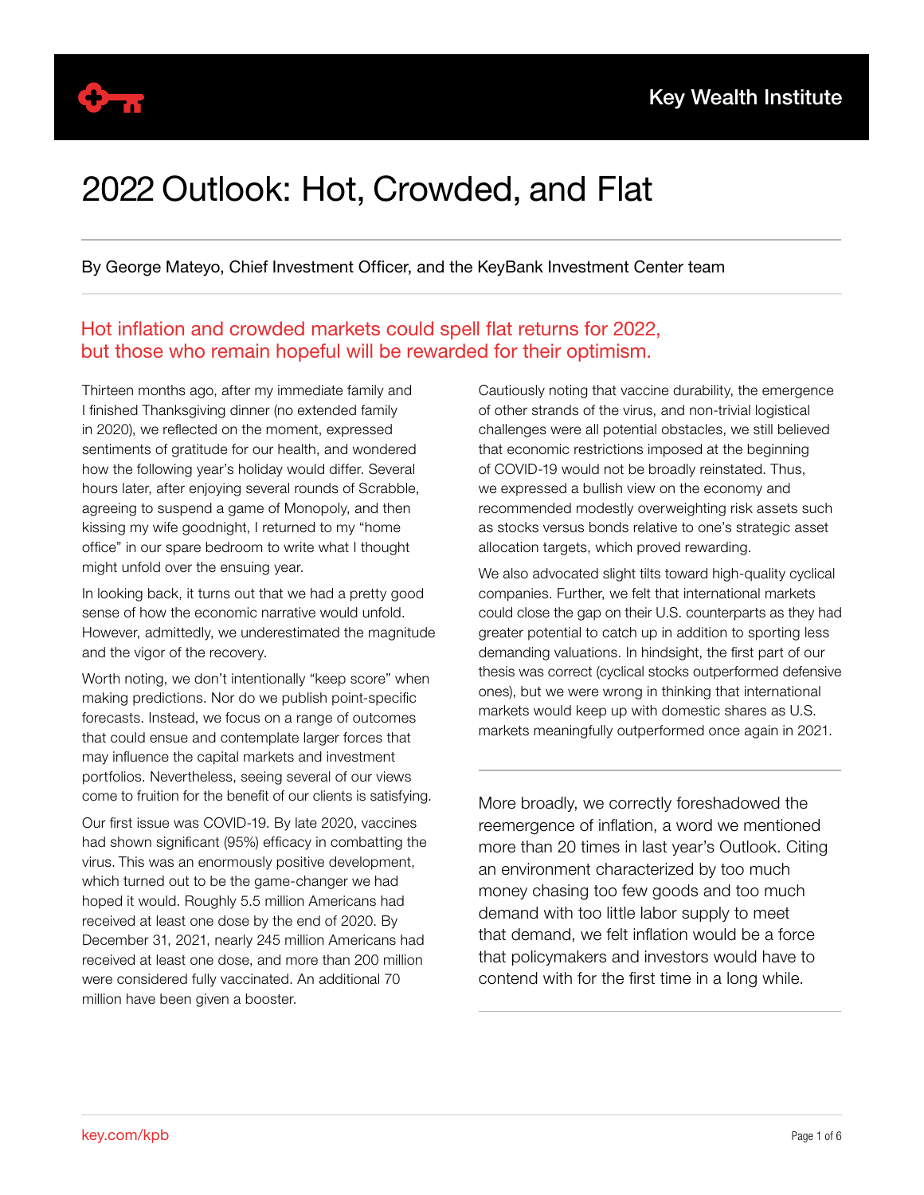Key Wealth Institute

# 2022 Outlook: Hot, Crowded, and Flat

By George Mateyo, Chief Investment Officer, and the KeyBank Investment Center team

## Hot inflation and crowded markets could spell flat returns for 2022, but those who remain hopeful will be rewarded for their optimism.

Thirteen months ago, after my immediate family and I finished Thanksgiving dinner (no extended family in 2020), we reflected on the moment, expressed sentiments of gratitude for our health, and wondered how the following year's holiday would differ. Several hours later, after enjoying several rounds of Scrabble, agreeing to suspend a game of Monopoly, and then kissing my wife goodnight, I returned to my "home office" in our spare bedroom to write what I thought might unfold over the ensuing year.

In looking back, it turns out that we had a pretty good sense of how the economic narrative would unfold. However, admittedly, we underestimated the magnitude and the vigor of the recovery.

Worth noting, we don't intentionally "keep score" when making predictions. Nor do we publish point-specific forecasts. Instead, we focus on a range of outcomes that could ensue and contemplate larger forces that may influence the capital markets and investment portfolios. Nevertheless, seeing several of our views come to fruition for the benefit of our clients is satisfying.

Our first issue was COVID-19. By late 2020, vaccines had shown significant (95%) efficacy in combatting the virus. This was an enormously positive development, which turned out to be the game-changer we had hoped it would. Roughly 5.5 million Americans had received at least one dose by the end of 2020. By December 31, 2021, nearly 245 million Americans had received at least one dose, and more than 200 million were considered fully vaccinated. An additional 70 million have been given a booster.

Cautiously noting that vaccine durability, the emergence of other strands of the virus, and non-trivial logistical challenges were all potential obstacles, we still believed that economic restrictions imposed at the beginning of COVID-19 would not be broadly reinstated. Thus, we expressed a bullish view on the economy and recommended modestly overweighting risk assets such as stocks versus bonds relative to one's strategic asset allocation targets, which proved rewarding.

We also advocated slight tilts toward high-quality cyclical companies. Further, we felt that international markets could close the gap on their U.S. counterparts as they had greater potential to catch up in addition to sporting less demanding valuations. In hindsight, the first part of our thesis was correct (cyclical stocks outperformed defensive ones), but we were wrong in thinking that international markets would keep up with domestic shares as U.S. markets meaningfully outperformed once again in 2021.

> More broadly, we correctly foreshadowed the reemergence of inflation, a word we mentioned more than 20 times in last year's Outlook. Citing an environment characterized by too much money chasing too few goods and too much demand with too little labor supply to meet that demand, we felt inflation would be a force that policymakers and investors would have to contend with for the first time in a long while.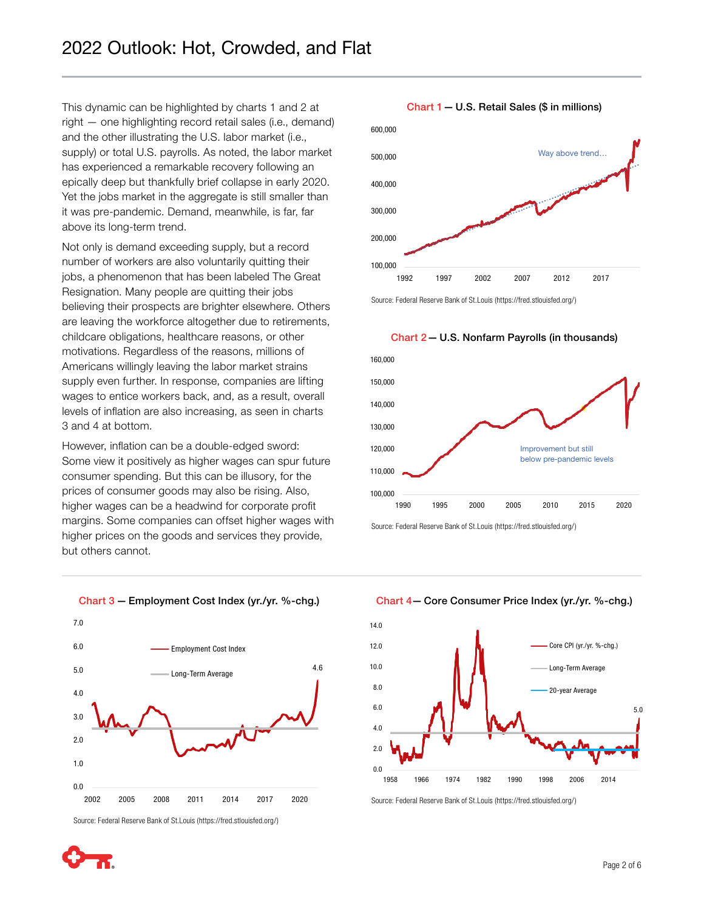This dynamic can be highlighted by charts 1 and 2 at right — one highlighting record retail sales (i.e., demand) and the other illustrating the U.S. labor market (i.e., supply) or total U.S. payrolls. As noted, the labor market has experienced a remarkable recovery following an epically deep but thankfully brief collapse in early 2020. Yet the jobs market in the aggregate is still smaller than it was pre-pandemic. Demand, meanwhile, is far, far above its long-term trend.

Not only is demand exceeding supply, but a record number of workers are also voluntarily quitting their jobs, a phenomenon that has been labeled The Great Resignation. Many people are quitting their jobs believing their prospects are brighter elsewhere. Others are leaving the workforce altogether due to retirements, childcare obligations, healthcare reasons, or other motivations. Regardless of the reasons, millions of Americans willingly leaving the labor market strains supply even further. In response, companies are lifting wages to entice workers back, and, as a result, overall levels of inflation are also increasing, as seen in charts 3 and 4 at bottom.

However, inflation can be a double-edged sword: Some view it positively as higher wages can spur future consumer spending. But this can be illusory, for the prices of consumer goods may also be rising. Also, higher wages can be a headwind for corporate profit margins. Some companies can offset higher wages with higher prices on the goods and services they provide, but others cannot.

**Chart 1 — U.S. Retail Sales ($ in millions)**

Way above trend…

Source: Federal Reserve Bank of St.Louis (https://fred.stlouisfed.org/)

**Chart 2 — U.S. Nonfarm Payrolls (in thousands)**

Improvement but still below pre-pandemic levels

Source: Federal Reserve Bank of St.Louis (https://fred.stlouisfed.org/)

**Chart 3 — Employment Cost Index (yr./yr. %-chg.)**

Employment Cost Index; Long-Term Average; 4.6

Source: Federal Reserve Bank of St.Louis (https://fred.stlouisfed.org/)

**Chart 4 — Core Consumer Price Index (yr./yr. %-chg.)**

Core CPI (yr./yr. %-chg.); Long-Term Average; 20-year Average; 5.0

Source: Federal Reserve Bank of St.Louis (https://fred.stlouisfed.org/)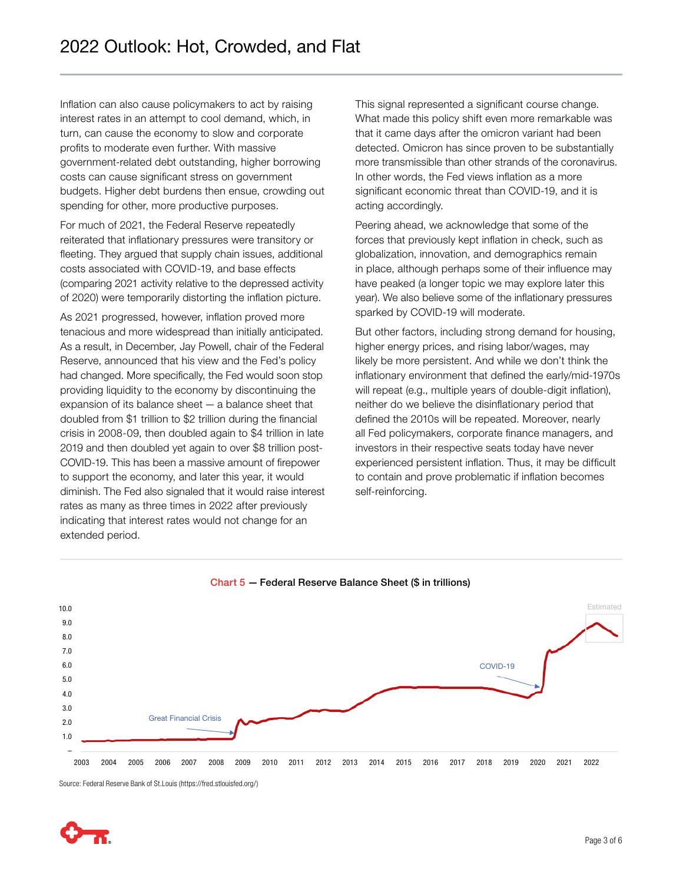Inflation can also cause policymakers to act by raising interest rates in an attempt to cool demand, which, in turn, can cause the economy to slow and corporate profits to moderate even further. With massive government-related debt outstanding, higher borrowing costs can cause significant stress on government budgets. Higher debt burdens then ensue, crowding out spending for other, more productive purposes.

For much of 2021, the Federal Reserve repeatedly reiterated that inflationary pressures were transitory or fleeting. They argued that supply chain issues, additional costs associated with COVID-19, and base effects (comparing 2021 activity relative to the depressed activity of 2020) were temporarily distorting the inflation picture.

As 2021 progressed, however, inflation proved more tenacious and more widespread than initially anticipated. As a result, in December, Jay Powell, chair of the Federal Reserve, announced that his view and the Fed's policy had changed. More specifically, the Fed would soon stop providing liquidity to the economy by discontinuing the expansion of its balance sheet — a balance sheet that doubled from $1 trillion to $2 trillion during the financial crisis in 2008-09, then doubled again to $4 trillion in late 2019 and then doubled yet again to over $8 trillion post-COVID-19. This has been a massive amount of firepower to support the economy, and later this year, it would diminish. The Fed also signaled that it would raise interest rates as many as three times in 2022 after previously indicating that interest rates would not change for an extended period.

This signal represented a significant course change. What made this policy shift even more remarkable was that it came days after the omicron variant had been detected. Omicron has since proven to be substantially more transmissible than other strands of the coronavirus. In other words, the Fed views inflation as a more significant economic threat than COVID-19, and it is acting accordingly.

Peering ahead, we acknowledge that some of the forces that previously kept inflation in check, such as globalization, innovation, and demographics remain in place, although perhaps some of their influence may have peaked (a longer topic we may explore later this year). We also believe some of the inflationary pressures sparked by COVID-19 will moderate.

But other factors, including strong demand for housing, higher energy prices, and rising labor/wages, may likely be more persistent. And while we don't think the inflationary environment that defined the early/mid-1970s will repeat (e.g., multiple years of double-digit inflation), neither do we believe the disinflationary period that defined the 2010s will be repeated. Moreover, nearly all Fed policymakers, corporate finance managers, and investors in their respective seats today have never experienced persistent inflation. Thus, it may be difficult to contain and prove problematic if inflation becomes self-reinforcing.

**Chart 5 — Federal Reserve Balance Sheet ($ in trillions)**

Source: Federal Reserve Bank of St.Louis (https://fred.stlouisfed.org/)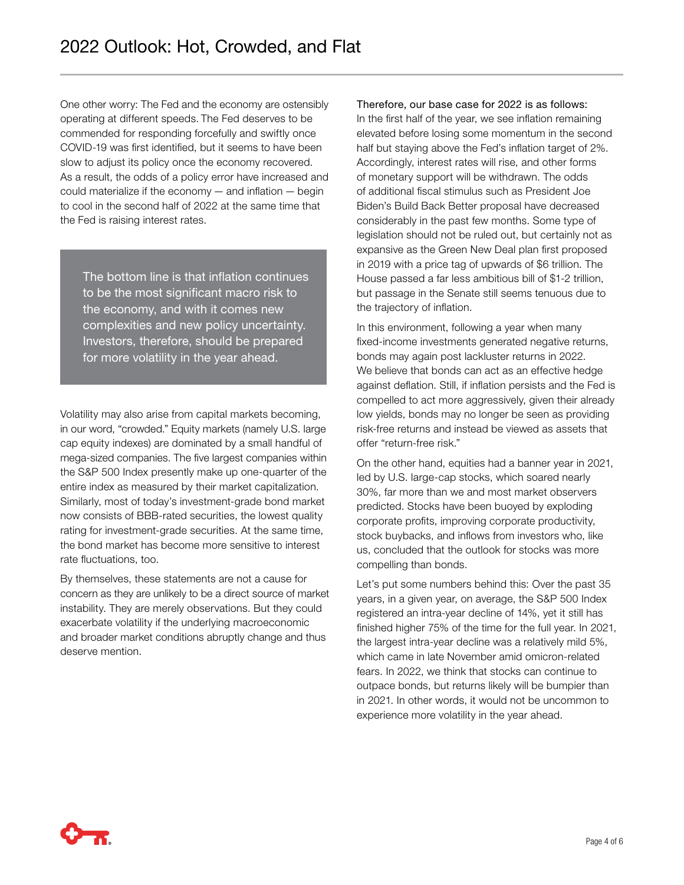One other worry: The Fed and the economy are ostensibly operating at different speeds. The Fed deserves to be commended for responding forcefully and swiftly once COVID-19 was first identified, but it seems to have been slow to adjust its policy once the economy recovered. As a result, the odds of a policy error have increased and could materialize if the economy — and inflation — begin to cool in the second half of 2022 at the same time that the Fed is raising interest rates.

> The bottom line is that inflation continues to be the most significant macro risk to the economy, and with it comes new complexities and new policy uncertainty. Investors, therefore, should be prepared for more volatility in the year ahead.

Volatility may also arise from capital markets becoming, in our word, "crowded." Equity markets (namely U.S. large cap equity indexes) are dominated by a small handful of mega-sized companies. The five largest companies within the S&P 500 Index presently make up one-quarter of the entire index as measured by their market capitalization. Similarly, most of today's investment-grade bond market now consists of BBB-rated securities, the lowest quality rating for investment-grade securities. At the same time, the bond market has become more sensitive to interest rate fluctuations, too.

By themselves, these statements are not a cause for concern as they are unlikely to be a direct source of market instability. They are merely observations. But they could exacerbate volatility if the underlying macroeconomic and broader market conditions abruptly change and thus deserve mention.

Therefore, our base case for 2022 is as follows:
In the first half of the year, we see inflation remaining elevated before losing some momentum in the second half but staying above the Fed's inflation target of 2%. Accordingly, interest rates will rise, and other forms of monetary support will be withdrawn. The odds of additional fiscal stimulus such as President Joe Biden's Build Back Better proposal have decreased considerably in the past few months. Some type of legislation should not be ruled out, but certainly not as expansive as the Green New Deal plan first proposed in 2019 with a price tag of upwards of $6 trillion. The House passed a far less ambitious bill of $1-2 trillion, but passage in the Senate still seems tenuous due to the trajectory of inflation.

In this environment, following a year when many fixed-income investments generated negative returns, bonds may again post lackluster returns in 2022. We believe that bonds can act as an effective hedge against deflation. Still, if inflation persists and the Fed is compelled to act more aggressively, given their already low yields, bonds may no longer be seen as providing risk-free returns and instead be viewed as assets that offer "return-free risk."

On the other hand, equities had a banner year in 2021, led by U.S. large-cap stocks, which soared nearly 30%, far more than we and most market observers predicted. Stocks have been buoyed by exploding corporate profits, improving corporate productivity, stock buybacks, and inflows from investors who, like us, concluded that the outlook for stocks was more compelling than bonds.

Let's put some numbers behind this: Over the past 35 years, in a given year, on average, the S&P 500 Index registered an intra-year decline of 14%, yet it still has finished higher 75% of the time for the full year. In 2021, the largest intra-year decline was a relatively mild 5%, which came in late November amid omicron-related fears. In 2022, we think that stocks can continue to outpace bonds, but returns likely will be bumpier than in 2021. In other words, it would not be uncommon to experience more volatility in the year ahead.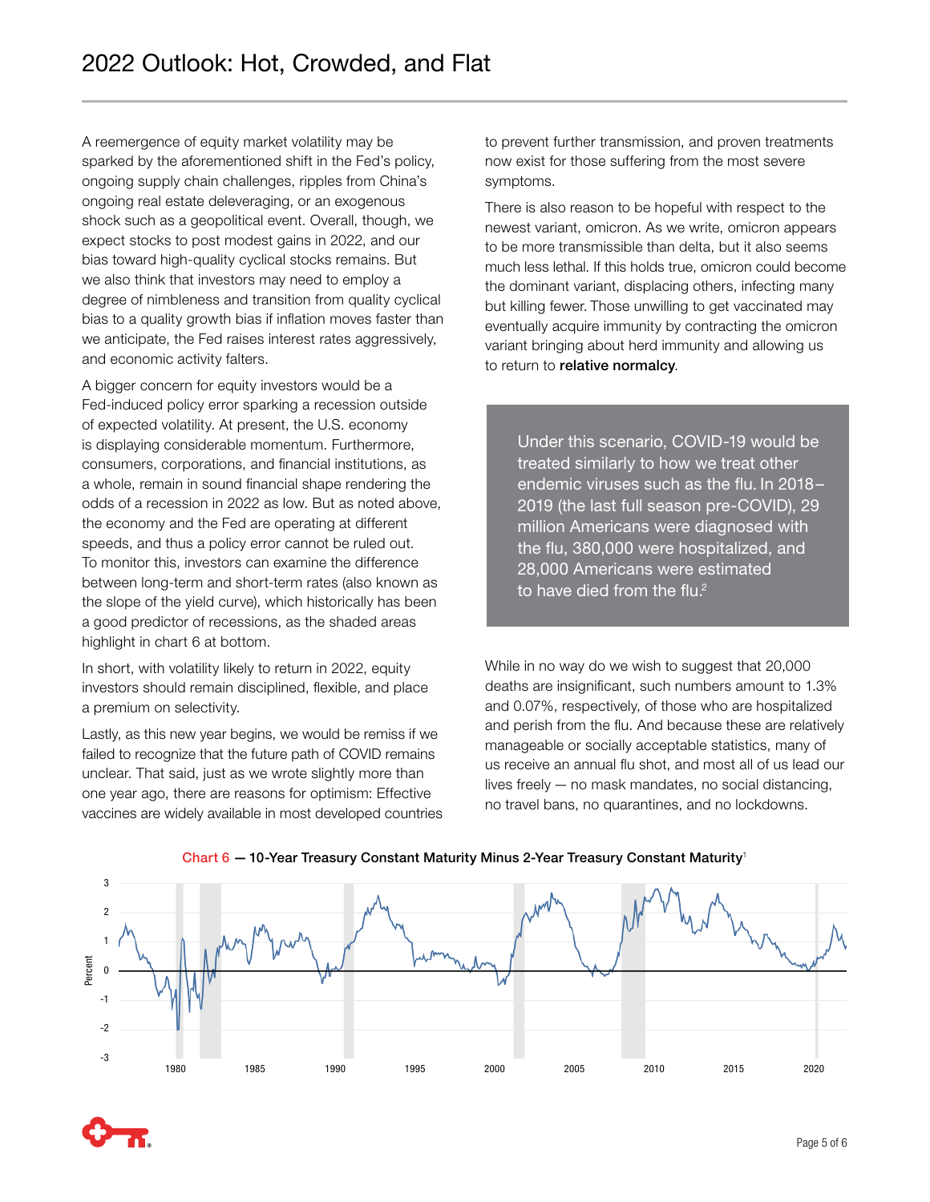A reemergence of equity market volatility may be sparked by the aforementioned shift in the Fed's policy, ongoing supply chain challenges, ripples from China's ongoing real estate deleveraging, or an exogenous shock such as a geopolitical event. Overall, though, we expect stocks to post modest gains in 2022, and our bias toward high-quality cyclical stocks remains. But we also think that investors may need to employ a degree of nimbleness and transition from quality cyclical bias to a quality growth bias if inflation moves faster than we anticipate, the Fed raises interest rates aggressively, and economic activity falters.

A bigger concern for equity investors would be a Fed-induced policy error sparking a recession outside of expected volatility. At present, the U.S. economy is displaying considerable momentum. Furthermore, consumers, corporations, and financial institutions, as a whole, remain in sound financial shape rendering the odds of a recession in 2022 as low. But as noted above, the economy and the Fed are operating at different speeds, and thus a policy error cannot be ruled out. To monitor this, investors can examine the difference between long-term and short-term rates (also known as the slope of the yield curve), which historically has been a good predictor of recessions, as the shaded areas highlight in chart 6 at bottom.

In short, with volatility likely to return in 2022, equity investors should remain disciplined, flexible, and place a premium on selectivity.

Lastly, as this new year begins, we would be remiss if we failed to recognize that the future path of COVID remains unclear. That said, just as we wrote slightly more than one year ago, there are reasons for optimism: Effective vaccines are widely available in most developed countries to prevent further transmission, and proven treatments now exist for those suffering from the most severe symptoms.

There is also reason to be hopeful with respect to the newest variant, omicron. As we write, omicron appears to be more transmissible than delta, but it also seems much less lethal. If this holds true, omicron could become the dominant variant, displacing others, infecting many but killing fewer. Those unwilling to get vaccinated may eventually acquire immunity by contracting the omicron variant bringing about herd immunity and allowing us to return to **relative normalcy**.

> Under this scenario, COVID-19 would be treated similarly to how we treat other endemic viruses such as the flu. In 2018–2019 (the last full season pre-COVID), 29 million Americans were diagnosed with the flu, 380,000 were hospitalized, and 28,000 Americans were estimated to have died from the flu.[2]

While in no way do we wish to suggest that 20,000 deaths are insignificant, such numbers amount to 1.3% and 0.07%, respectively, of those who are hospitalized and perish from the flu. And because these are relatively manageable or socially acceptable statistics, many of us receive an annual flu shot, and most all of us lead our lives freely — no mask mandates, no social distancing, no travel bans, no quarantines, and no lockdowns.

Chart 6 — 10-Year Treasury Constant Maturity Minus 2-Year Treasury Constant Maturity[1]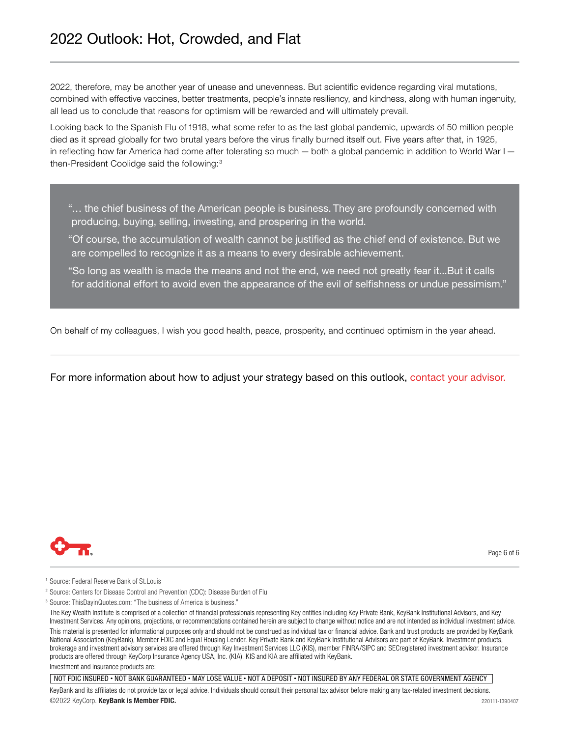2022, therefore, may be another year of unease and unevenness. But scientific evidence regarding viral mutations, combined with effective vaccines, better treatments, people's innate resiliency, and kindness, along with human ingenuity, all lead us to conclude that reasons for optimism will be rewarded and will ultimately prevail.

Looking back to the Spanish Flu of 1918, what some refer to as the last global pandemic, upwards of 50 million people died as it spread globally for two brutal years before the virus finally burned itself out. Five years after that, in 1925, in reflecting how far America had come after tolerating so much — both a global pandemic in addition to World War I — then-President Coolidge said the following:[3]

> "… the chief business of the American people is business. They are profoundly concerned with producing, buying, selling, investing, and prospering in the world.
>
> "Of course, the accumulation of wealth cannot be justified as the chief end of existence. But we are compelled to recognize it as a means to every desirable achievement.
>
> "So long as wealth is made the means and not the end, we need not greatly fear it...But it calls for additional effort to avoid even the appearance of the evil of selfishness or undue pessimism."

On behalf of my colleagues, I wish you good health, peace, prosperity, and continued optimism in the year ahead.

---

For more information about how to adjust your strategy based on this outlook, contact your advisor.

[1] Source: Federal Reserve Bank of St.Louis

[2] Source: Centers for Disease Control and Prevention (CDC): Disease Burden of Flu

[3] Source: ThisDayinQuotes.com: "The business of America is business."

The Key Wealth Institute is comprised of a collection of financial professionals representing Key entities including Key Private Bank, KeyBank Institutional Advisors, and Key Investment Services. Any opinions, projections, or recommendations contained herein are subject to change without notice and are not intended as individual investment advice.

This material is presented for informational purposes only and should not be construed as individual tax or financial advice. Bank and trust products are provided by KeyBank National Association (KeyBank), Member FDIC and Equal Housing Lender. Key Private Bank and KeyBank Institutional Advisors are part of KeyBank. Investment products, brokerage and investment advisory services are offered through Key Investment Services LLC (KIS), member FINRA/SIPC and SECregistered investment advisor. Insurance products are offered through KeyCorp Insurance Agency USA, Inc. (KIA). KIS and KIA are affiliated with KeyBank.

Investment and insurance products are:

NOT FDIC INSURED • NOT BANK GUARANTEED • MAY LOSE VALUE • NOT A DEPOSIT • NOT INSURED BY ANY FEDERAL OR STATE GOVERNMENT AGENCY

KeyBank and its affiliates do not provide tax or legal advice. Individuals should consult their personal tax advisor before making any tax-related investment decisions.

©2022 KeyCorp. **KeyBank is Member FDIC.**

220111-1390407